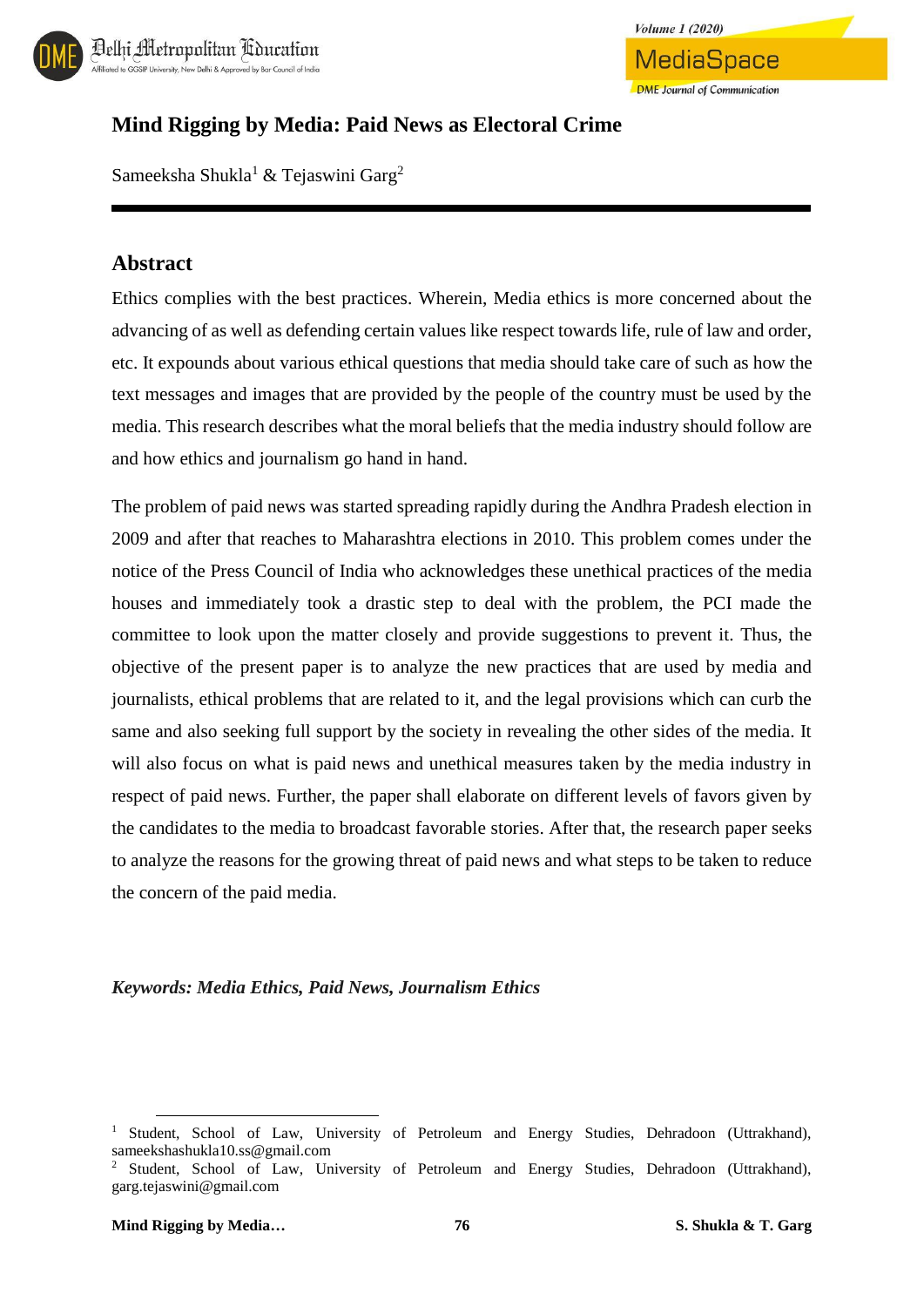# Mind Rigging by Media: Paid News as Electoral Crime

Sameeksha Shukla[1] & Tejaswini Garg[2]

## Abstract

Ethics complies with the best practices. Wherein, Media ethics is more concerned about the advancing of as well as defending certain values like respect towards life, rule of law and order, etc. It expounds about various ethical questions that media should take care of such as how the text messages and images that are provided by the people of the country must be used by the media. This research describes what the moral beliefs that the media industry should follow are and how ethics and journalism go hand in hand.

The problem of paid news was started spreading rapidly during the Andhra Pradesh election in 2009 and after that reaches to Maharashtra elections in 2010. This problem comes under the notice of the Press Council of India who acknowledges these unethical practices of the media houses and immediately took a drastic step to deal with the problem, the PCI made the committee to look upon the matter closely and provide suggestions to prevent it. Thus, the objective of the present paper is to analyze the new practices that are used by media and journalists, ethical problems that are related to it, and the legal provisions which can curb the same and also seeking full support by the society in revealing the other sides of the media. It will also focus on what is paid news and unethical measures taken by the media industry in respect of paid news. Further, the paper shall elaborate on different levels of favors given by the candidates to the media to broadcast favorable stories. After that, the research paper seeks to analyze the reasons for the growing threat of paid news and what steps to be taken to reduce the concern of the paid media.

***Keywords: Media Ethics, Paid News, Journalism Ethics***

---

[1] Student, School of Law, University of Petroleum and Energy Studies, Dehradoon (Uttrakhand), sameekshashukla10.ss@gmail.com

[2] Student, School of Law, University of Petroleum and Energy Studies, Dehradoon (Uttrakhand), garg.tejaswini@gmail.com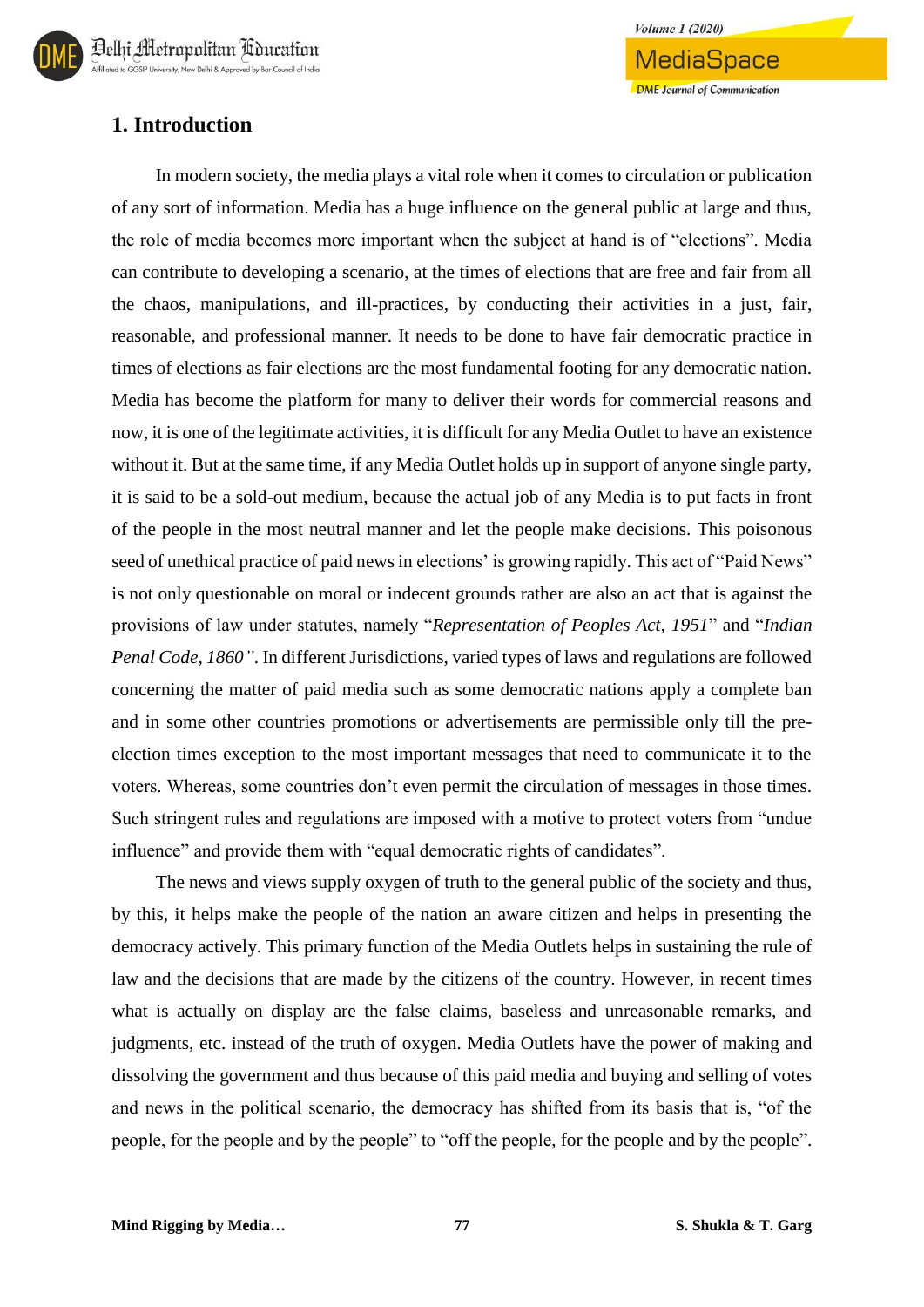## 1. Introduction

In modern society, the media plays a vital role when it comes to circulation or publication of any sort of information. Media has a huge influence on the general public at large and thus, the role of media becomes more important when the subject at hand is of "elections". Media can contribute to developing a scenario, at the times of elections that are free and fair from all the chaos, manipulations, and ill-practices, by conducting their activities in a just, fair, reasonable, and professional manner. It needs to be done to have fair democratic practice in times of elections as fair elections are the most fundamental footing for any democratic nation. Media has become the platform for many to deliver their words for commercial reasons and now, it is one of the legitimate activities, it is difficult for any Media Outlet to have an existence without it. But at the same time, if any Media Outlet holds up in support of anyone single party, it is said to be a sold-out medium, because the actual job of any Media is to put facts in front of the people in the most neutral manner and let the people make decisions. This poisonous seed of unethical practice of paid news in elections' is growing rapidly. This act of "Paid News" is not only questionable on moral or indecent grounds rather are also an act that is against the provisions of law under statutes, namely "*Representation of Peoples Act, 1951*" and "*Indian Penal Code, 1860"*. In different Jurisdictions, varied types of laws and regulations are followed concerning the matter of paid media such as some democratic nations apply a complete ban and in some other countries promotions or advertisements are permissible only till the pre-election times exception to the most important messages that need to communicate it to the voters. Whereas, some countries don't even permit the circulation of messages in those times. Such stringent rules and regulations are imposed with a motive to protect voters from "undue influence" and provide them with "equal democratic rights of candidates".

The news and views supply oxygen of truth to the general public of the society and thus, by this, it helps make the people of the nation an aware citizen and helps in presenting the democracy actively. This primary function of the Media Outlets helps in sustaining the rule of law and the decisions that are made by the citizens of the country. However, in recent times what is actually on display are the false claims, baseless and unreasonable remarks, and judgments, etc. instead of the truth of oxygen. Media Outlets have the power of making and dissolving the government and thus because of this paid media and buying and selling of votes and news in the political scenario, the democracy has shifted from its basis that is, "of the people, for the people and by the people" to "off the people, for the people and by the people".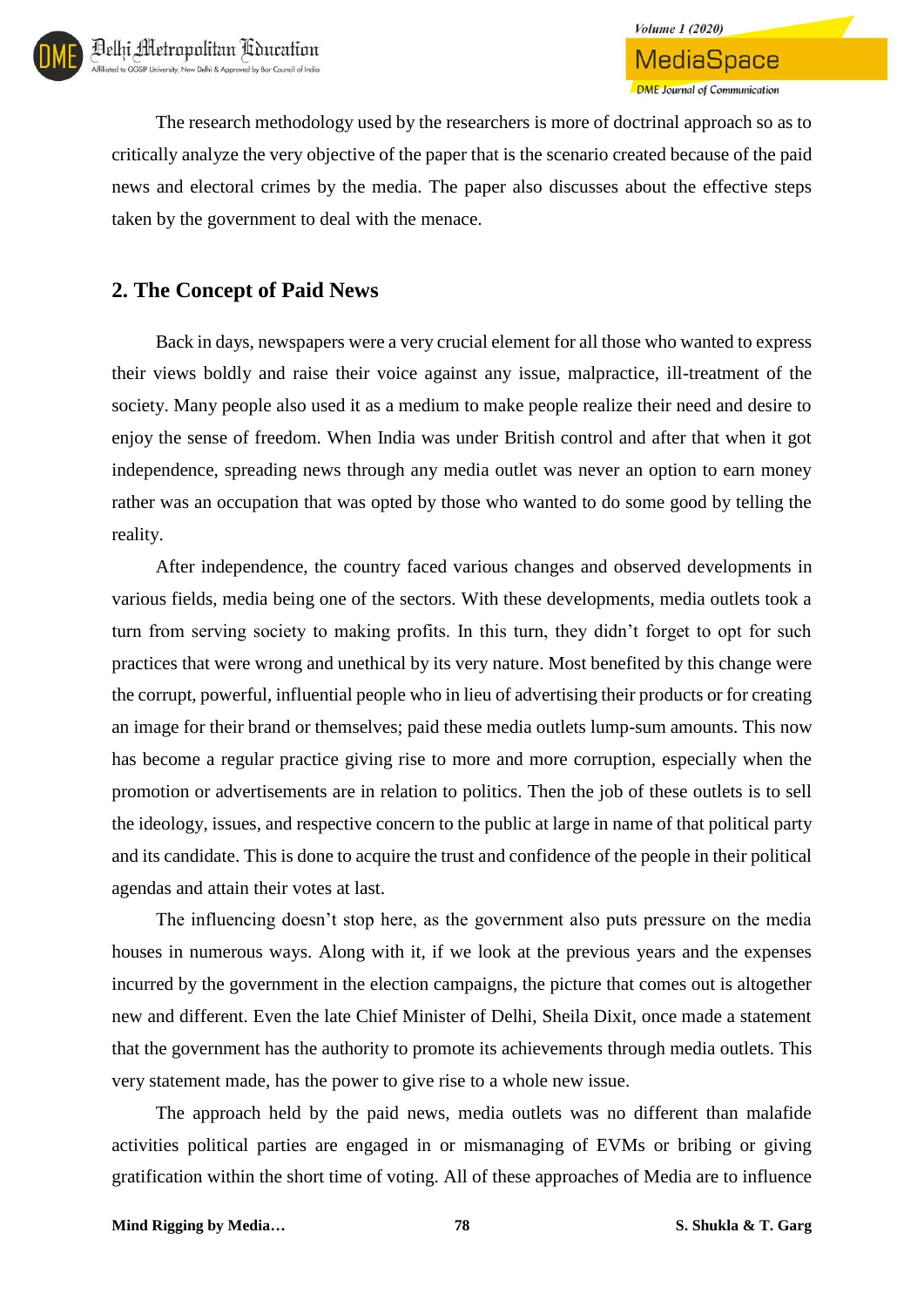The research methodology used by the researchers is more of doctrinal approach so as to critically analyze the very objective of the paper that is the scenario created because of the paid news and electoral crimes by the media. The paper also discusses about the effective steps taken by the government to deal with the menace.

## 2. The Concept of Paid News

Back in days, newspapers were a very crucial element for all those who wanted to express their views boldly and raise their voice against any issue, malpractice, ill-treatment of the society. Many people also used it as a medium to make people realize their need and desire to enjoy the sense of freedom. When India was under British control and after that when it got independence, spreading news through any media outlet was never an option to earn money rather was an occupation that was opted by those who wanted to do some good by telling the reality.

After independence, the country faced various changes and observed developments in various fields, media being one of the sectors. With these developments, media outlets took a turn from serving society to making profits. In this turn, they didn't forget to opt for such practices that were wrong and unethical by its very nature. Most benefited by this change were the corrupt, powerful, influential people who in lieu of advertising their products or for creating an image for their brand or themselves; paid these media outlets lump-sum amounts. This now has become a regular practice giving rise to more and more corruption, especially when the promotion or advertisements are in relation to politics. Then the job of these outlets is to sell the ideology, issues, and respective concern to the public at large in name of that political party and its candidate. This is done to acquire the trust and confidence of the people in their political agendas and attain their votes at last.

The influencing doesn't stop here, as the government also puts pressure on the media houses in numerous ways. Along with it, if we look at the previous years and the expenses incurred by the government in the election campaigns, the picture that comes out is altogether new and different. Even the late Chief Minister of Delhi, Sheila Dixit, once made a statement that the government has the authority to promote its achievements through media outlets. This very statement made, has the power to give rise to a whole new issue.

The approach held by the paid news, media outlets was no different than malafide activities political parties are engaged in or mismanaging of EVMs or bribing or giving gratification within the short time of voting. All of these approaches of Media are to influence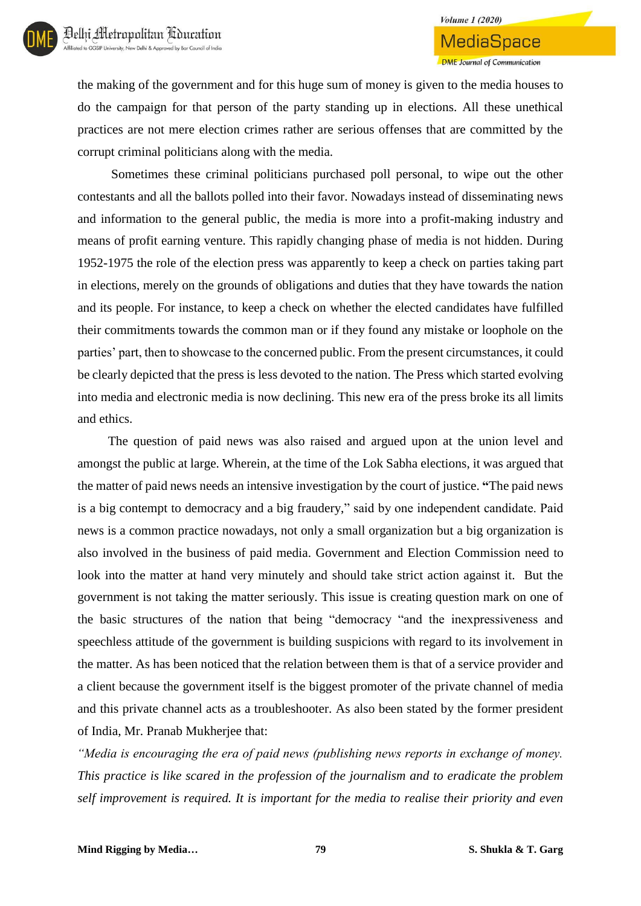the making of the government and for this huge sum of money is given to the media houses to do the campaign for that person of the party standing up in elections. All these unethical practices are not mere election crimes rather are serious offenses that are committed by the corrupt criminal politicians along with the media.

Sometimes these criminal politicians purchased poll personal, to wipe out the other contestants and all the ballots polled into their favor. Nowadays instead of disseminating news and information to the general public, the media is more into a profit-making industry and means of profit earning venture. This rapidly changing phase of media is not hidden. During 1952-1975 the role of the election press was apparently to keep a check on parties taking part in elections, merely on the grounds of obligations and duties that they have towards the nation and its people. For instance, to keep a check on whether the elected candidates have fulfilled their commitments towards the common man or if they found any mistake or loophole on the parties' part, then to showcase to the concerned public. From the present circumstances, it could be clearly depicted that the press is less devoted to the nation. The Press which started evolving into media and electronic media is now declining. This new era of the press broke its all limits and ethics.

The question of paid news was also raised and argued upon at the union level and amongst the public at large. Wherein, at the time of the Lok Sabha elections, it was argued that the matter of paid news needs an intensive investigation by the court of justice. **"**The paid news is a big contempt to democracy and a big fraudery," said by one independent candidate. Paid news is a common practice nowadays, not only a small organization but a big organization is also involved in the business of paid media. Government and Election Commission need to look into the matter at hand very minutely and should take strict action against it. But the government is not taking the matter seriously. This issue is creating question mark on one of the basic structures of the nation that being "democracy "and the inexpressiveness and speechless attitude of the government is building suspicions with regard to its involvement in the matter. As has been noticed that the relation between them is that of a service provider and a client because the government itself is the biggest promoter of the private channel of media and this private channel acts as a troubleshooter. As also been stated by the former president of India, Mr. Pranab Mukherjee that:

*"Media is encouraging the era of paid news (publishing news reports in exchange of money. This practice is like scared in the profession of the journalism and to eradicate the problem self improvement is required. It is important for the media to realise their priority and even*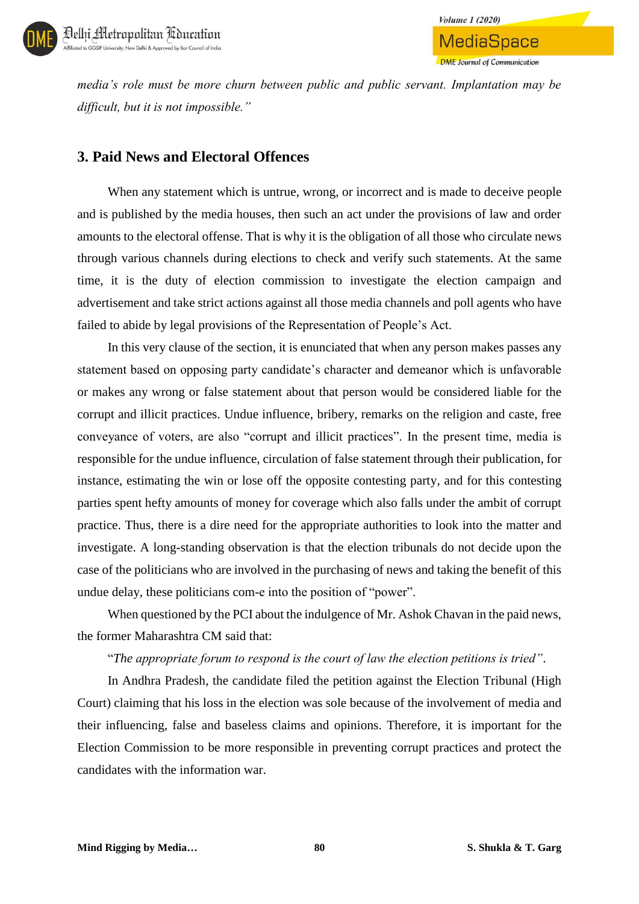*media's role must be more churn between public and public servant. Implantation may be difficult, but it is not impossible."*

## 3. Paid News and Electoral Offences

When any statement which is untrue, wrong, or incorrect and is made to deceive people and is published by the media houses, then such an act under the provisions of law and order amounts to the electoral offense. That is why it is the obligation of all those who circulate news through various channels during elections to check and verify such statements. At the same time, it is the duty of election commission to investigate the election campaign and advertisement and take strict actions against all those media channels and poll agents who have failed to abide by legal provisions of the Representation of People's Act.

In this very clause of the section, it is enunciated that when any person makes passes any statement based on opposing party candidate's character and demeanor which is unfavorable or makes any wrong or false statement about that person would be considered liable for the corrupt and illicit practices. Undue influence, bribery, remarks on the religion and caste, free conveyance of voters, are also "corrupt and illicit practices". In the present time, media is responsible for the undue influence, circulation of false statement through their publication, for instance, estimating the win or lose off the opposite contesting party, and for this contesting parties spent hefty amounts of money for coverage which also falls under the ambit of corrupt practice. Thus, there is a dire need for the appropriate authorities to look into the matter and investigate. A long-standing observation is that the election tribunals do not decide upon the case of the politicians who are involved in the purchasing of news and taking the benefit of this undue delay, these politicians com-e into the position of "power".

When questioned by the PCI about the indulgence of Mr. Ashok Chavan in the paid news, the former Maharashtra CM said that:

"*The appropriate forum to respond is the court of law the election petitions is tried*".

In Andhra Pradesh, the candidate filed the petition against the Election Tribunal (High Court) claiming that his loss in the election was sole because of the involvement of media and their influencing, false and baseless claims and opinions. Therefore, it is important for the Election Commission to be more responsible in preventing corrupt practices and protect the candidates with the information war.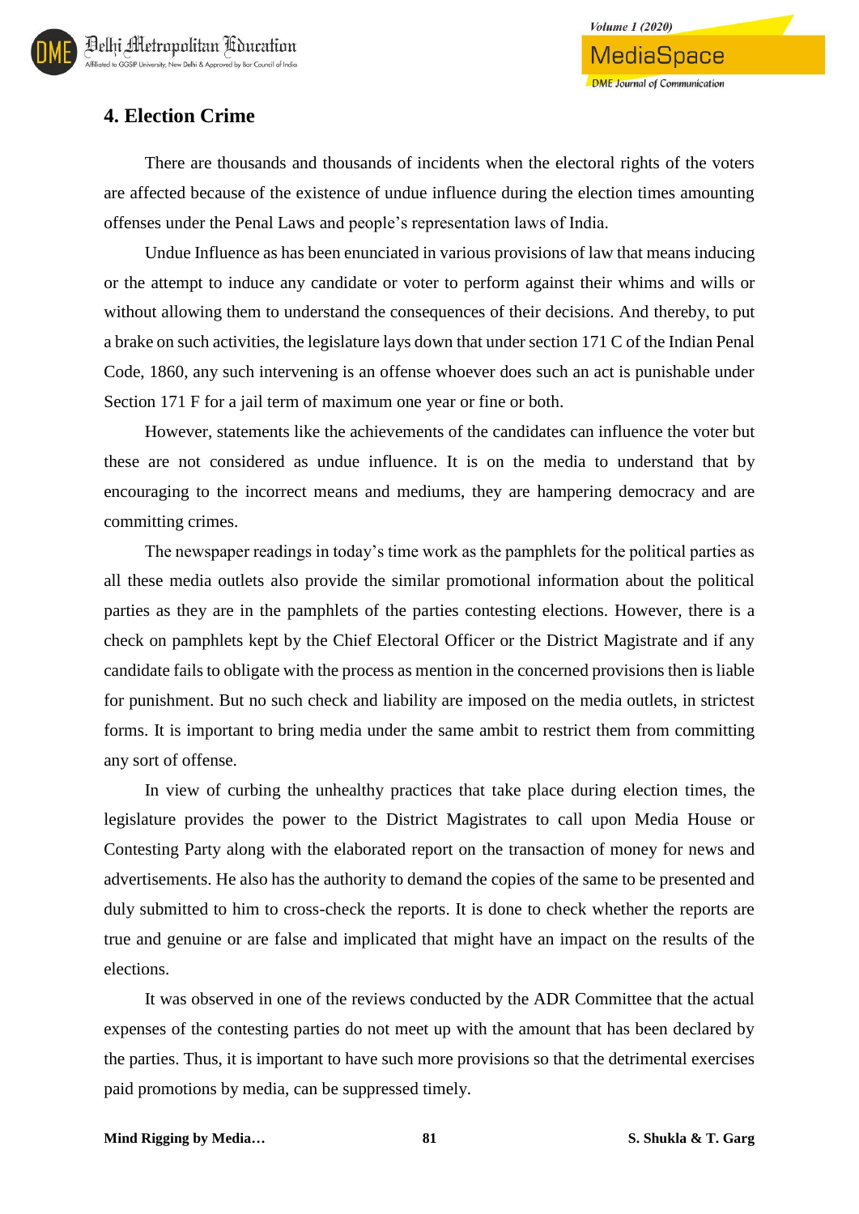## 4. Election Crime

There are thousands and thousands of incidents when the electoral rights of the voters are affected because of the existence of undue influence during the election times amounting offenses under the Penal Laws and people's representation laws of India.

Undue Influence as has been enunciated in various provisions of law that means inducing or the attempt to induce any candidate or voter to perform against their whims and wills or without allowing them to understand the consequences of their decisions. And thereby, to put a brake on such activities, the legislature lays down that under section 171 C of the Indian Penal Code, 1860, any such intervening is an offense whoever does such an act is punishable under Section 171 F for a jail term of maximum one year or fine or both.

However, statements like the achievements of the candidates can influence the voter but these are not considered as undue influence. It is on the media to understand that by encouraging to the incorrect means and mediums, they are hampering democracy and are committing crimes.

The newspaper readings in today's time work as the pamphlets for the political parties as all these media outlets also provide the similar promotional information about the political parties as they are in the pamphlets of the parties contesting elections. However, there is a check on pamphlets kept by the Chief Electoral Officer or the District Magistrate and if any candidate fails to obligate with the process as mention in the concerned provisions then is liable for punishment. But no such check and liability are imposed on the media outlets, in strictest forms. It is important to bring media under the same ambit to restrict them from committing any sort of offense.

In view of curbing the unhealthy practices that take place during election times, the legislature provides the power to the District Magistrates to call upon Media House or Contesting Party along with the elaborated report on the transaction of money for news and advertisements. He also has the authority to demand the copies of the same to be presented and duly submitted to him to cross-check the reports. It is done to check whether the reports are true and genuine or are false and implicated that might have an impact on the results of the elections.

It was observed in one of the reviews conducted by the ADR Committee that the actual expenses of the contesting parties do not meet up with the amount that has been declared by the parties. Thus, it is important to have such more provisions so that the detrimental exercises paid promotions by media, can be suppressed timely.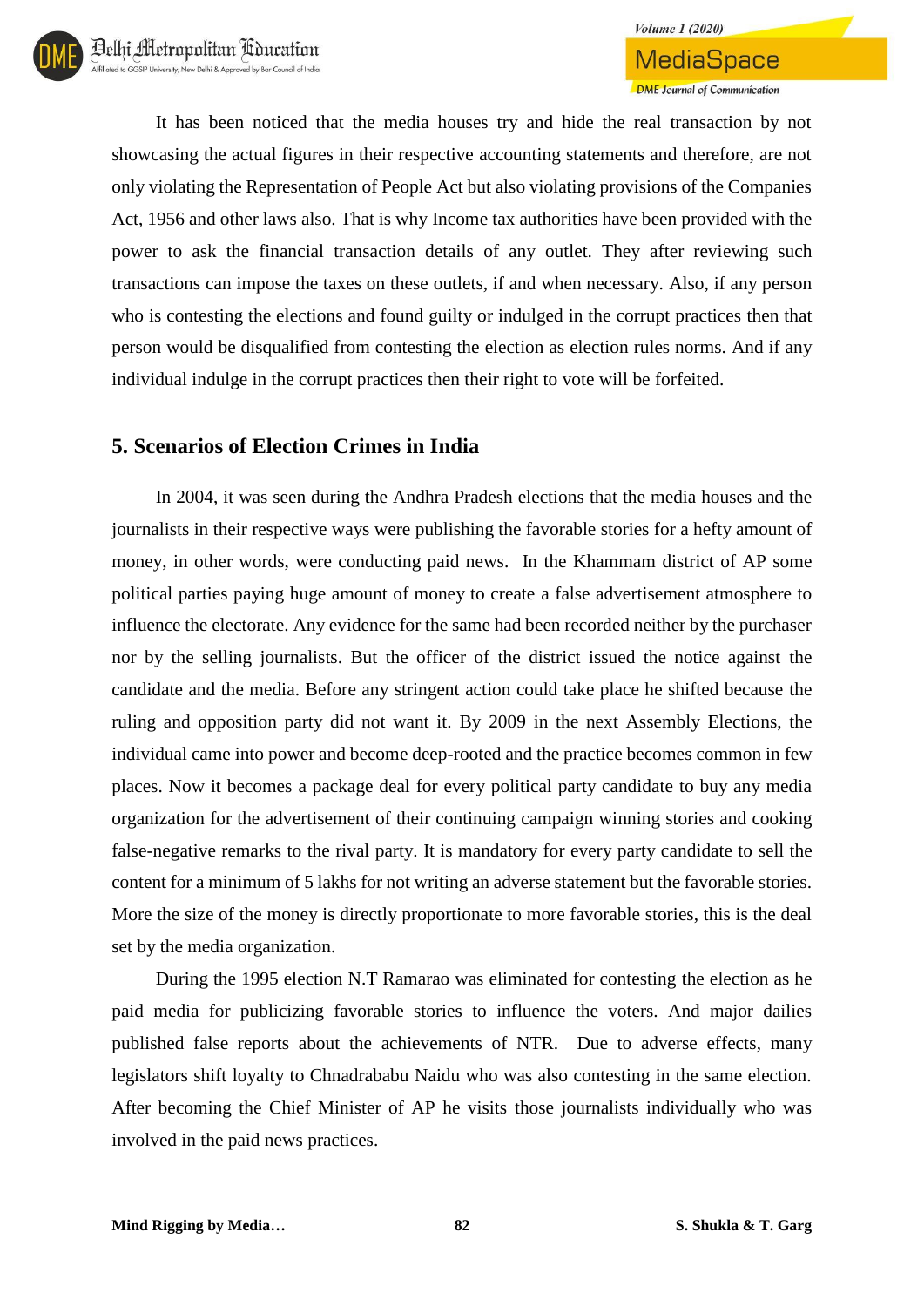It has been noticed that the media houses try and hide the real transaction by not showcasing the actual figures in their respective accounting statements and therefore, are not only violating the Representation of People Act but also violating provisions of the Companies Act, 1956 and other laws also. That is why Income tax authorities have been provided with the power to ask the financial transaction details of any outlet. They after reviewing such transactions can impose the taxes on these outlets, if and when necessary. Also, if any person who is contesting the elections and found guilty or indulged in the corrupt practices then that person would be disqualified from contesting the election as election rules norms. And if any individual indulge in the corrupt practices then their right to vote will be forfeited.

## 5. Scenarios of Election Crimes in India

In 2004, it was seen during the Andhra Pradesh elections that the media houses and the journalists in their respective ways were publishing the favorable stories for a hefty amount of money, in other words, were conducting paid news. In the Khammam district of AP some political parties paying huge amount of money to create a false advertisement atmosphere to influence the electorate. Any evidence for the same had been recorded neither by the purchaser nor by the selling journalists. But the officer of the district issued the notice against the candidate and the media. Before any stringent action could take place he shifted because the ruling and opposition party did not want it. By 2009 in the next Assembly Elections, the individual came into power and become deep-rooted and the practice becomes common in few places. Now it becomes a package deal for every political party candidate to buy any media organization for the advertisement of their continuing campaign winning stories and cooking false-negative remarks to the rival party. It is mandatory for every party candidate to sell the content for a minimum of 5 lakhs for not writing an adverse statement but the favorable stories. More the size of the money is directly proportionate to more favorable stories, this is the deal set by the media organization.

During the 1995 election N.T Ramarao was eliminated for contesting the election as he paid media for publicizing favorable stories to influence the voters. And major dailies published false reports about the achievements of NTR. Due to adverse effects, many legislators shift loyalty to Chnadrababu Naidu who was also contesting in the same election. After becoming the Chief Minister of AP he visits those journalists individually who was involved in the paid news practices.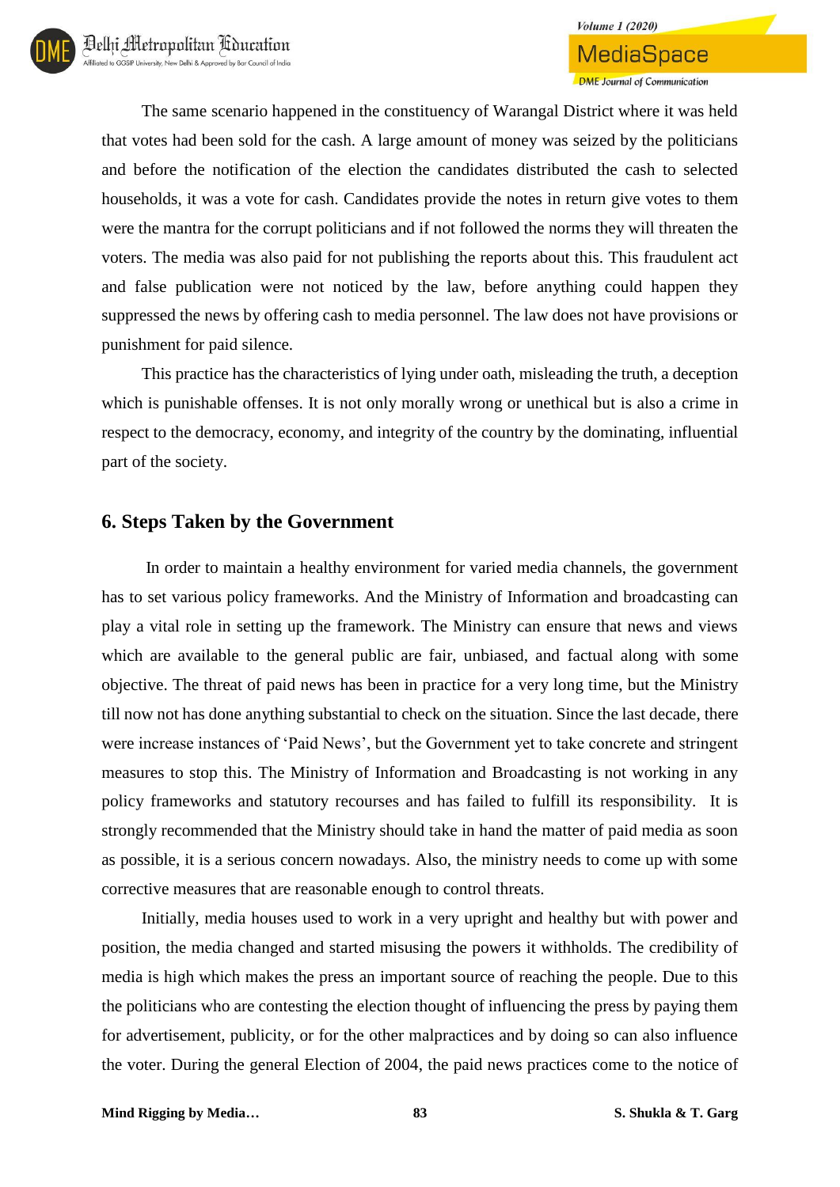The same scenario happened in the constituency of Warangal District where it was held that votes had been sold for the cash. A large amount of money was seized by the politicians and before the notification of the election the candidates distributed the cash to selected households, it was a vote for cash. Candidates provide the notes in return give votes to them were the mantra for the corrupt politicians and if not followed the norms they will threaten the voters. The media was also paid for not publishing the reports about this. This fraudulent act and false publication were not noticed by the law, before anything could happen they suppressed the news by offering cash to media personnel. The law does not have provisions or punishment for paid silence.

This practice has the characteristics of lying under oath, misleading the truth, a deception which is punishable offenses. It is not only morally wrong or unethical but is also a crime in respect to the democracy, economy, and integrity of the country by the dominating, influential part of the society.

## 6. Steps Taken by the Government

In order to maintain a healthy environment for varied media channels, the government has to set various policy frameworks. And the Ministry of Information and broadcasting can play a vital role in setting up the framework. The Ministry can ensure that news and views which are available to the general public are fair, unbiased, and factual along with some objective. The threat of paid news has been in practice for a very long time, but the Ministry till now not has done anything substantial to check on the situation. Since the last decade, there were increase instances of 'Paid News', but the Government yet to take concrete and stringent measures to stop this. The Ministry of Information and Broadcasting is not working in any policy frameworks and statutory recourses and has failed to fulfill its responsibility. It is strongly recommended that the Ministry should take in hand the matter of paid media as soon as possible, it is a serious concern nowadays. Also, the ministry needs to come up with some corrective measures that are reasonable enough to control threats.

Initially, media houses used to work in a very upright and healthy but with power and position, the media changed and started misusing the powers it withholds. The credibility of media is high which makes the press an important source of reaching the people. Due to this the politicians who are contesting the election thought of influencing the press by paying them for advertisement, publicity, or for the other malpractices and by doing so can also influence the voter. During the general Election of 2004, the paid news practices come to the notice of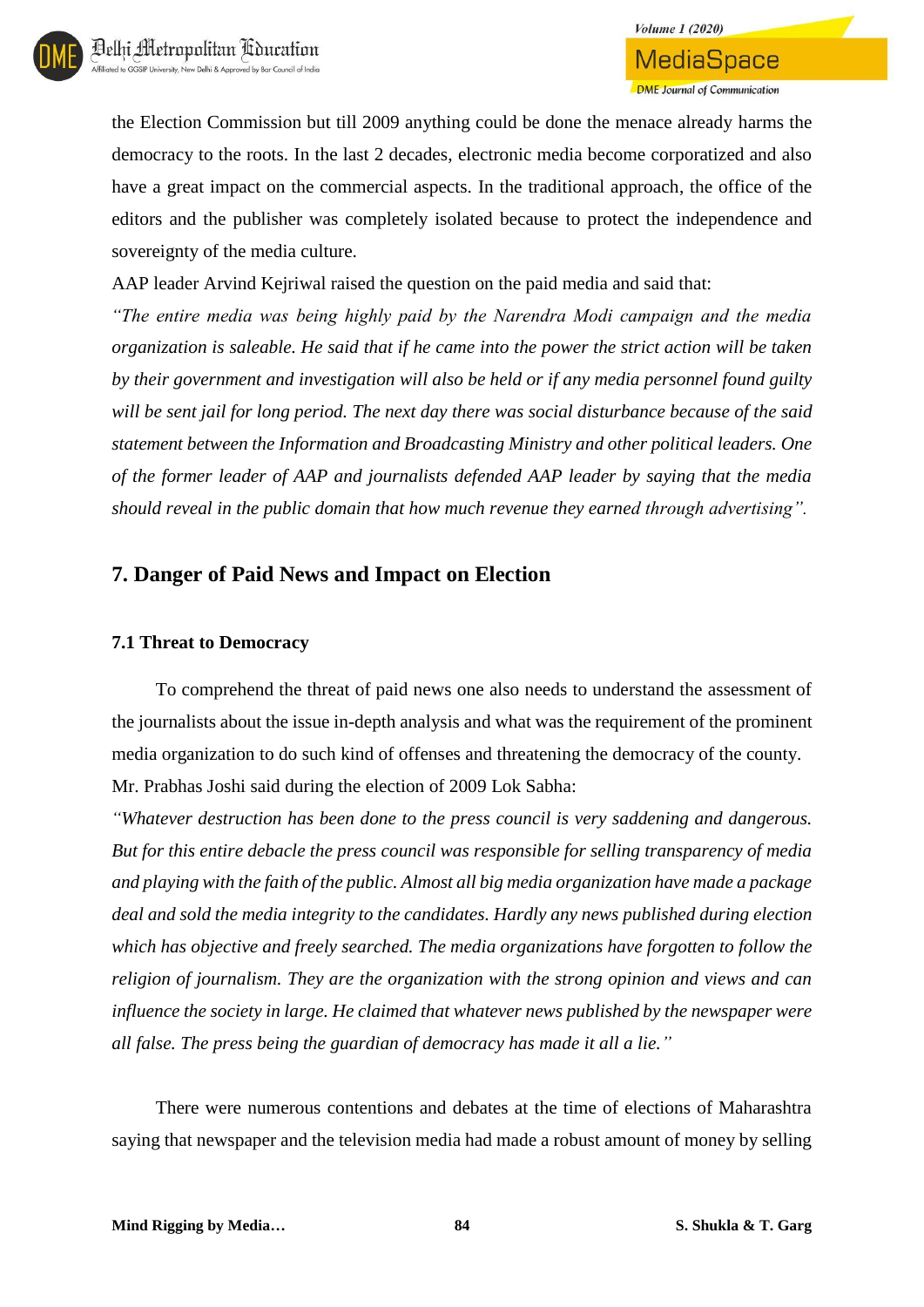the Election Commission but till 2009 anything could be done the menace already harms the democracy to the roots. In the last 2 decades, electronic media become corporatized and also have a great impact on the commercial aspects. In the traditional approach, the office of the editors and the publisher was completely isolated because to protect the independence and sovereignty of the media culture.

AAP leader Arvind Kejriwal raised the question on the paid media and said that:

*"The entire media was being highly paid by the Narendra Modi campaign and the media organization is saleable. He said that if he came into the power the strict action will be taken by their government and investigation will also be held or if any media personnel found guilty will be sent jail for long period. The next day there was social disturbance because of the said statement between the Information and Broadcasting Ministry and other political leaders. One of the former leader of AAP and journalists defended AAP leader by saying that the media should reveal in the public domain that how much revenue they earned through advertising".*

## 7. Danger of Paid News and Impact on Election

### 7.1 Threat to Democracy

To comprehend the threat of paid news one also needs to understand the assessment of the journalists about the issue in-depth analysis and what was the requirement of the prominent media organization to do such kind of offenses and threatening the democracy of the county.

Mr. Prabhas Joshi said during the election of 2009 Lok Sabha:

*"Whatever destruction has been done to the press council is very saddening and dangerous. But for this entire debacle the press council was responsible for selling transparency of media and playing with the faith of the public. Almost all big media organization have made a package deal and sold the media integrity to the candidates. Hardly any news published during election which has objective and freely searched. The media organizations have forgotten to follow the religion of journalism. They are the organization with the strong opinion and views and can influence the society in large. He claimed that whatever news published by the newspaper were all false. The press being the guardian of democracy has made it all a lie."*

There were numerous contentions and debates at the time of elections of Maharashtra saying that newspaper and the television media had made a robust amount of money by selling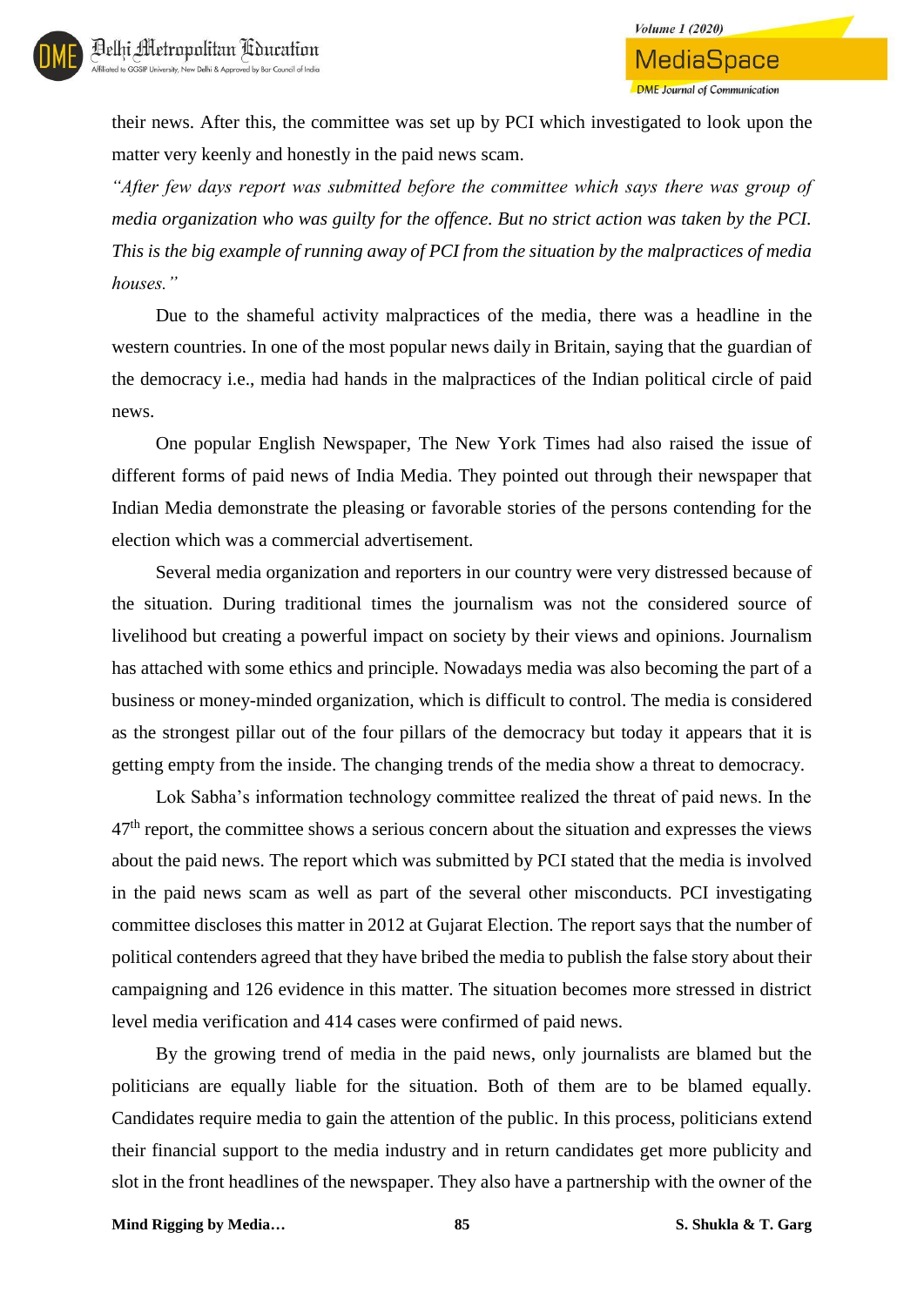their news. After this, the committee was set up by PCI which investigated to look upon the matter very keenly and honestly in the paid news scam.

*"After few days report was submitted before the committee which says there was group of media organization who was guilty for the offence. But no strict action was taken by the PCI. This is the big example of running away of PCI from the situation by the malpractices of media houses."*

Due to the shameful activity malpractices of the media, there was a headline in the western countries. In one of the most popular news daily in Britain, saying that the guardian of the democracy i.e., media had hands in the malpractices of the Indian political circle of paid news.

One popular English Newspaper, The New York Times had also raised the issue of different forms of paid news of India Media. They pointed out through their newspaper that Indian Media demonstrate the pleasing or favorable stories of the persons contending for the election which was a commercial advertisement.

Several media organization and reporters in our country were very distressed because of the situation. During traditional times the journalism was not the considered source of livelihood but creating a powerful impact on society by their views and opinions. Journalism has attached with some ethics and principle. Nowadays media was also becoming the part of a business or money-minded organization, which is difficult to control. The media is considered as the strongest pillar out of the four pillars of the democracy but today it appears that it is getting empty from the inside. The changing trends of the media show a threat to democracy.

Lok Sabha's information technology committee realized the threat of paid news. In the 47th report, the committee shows a serious concern about the situation and expresses the views about the paid news. The report which was submitted by PCI stated that the media is involved in the paid news scam as well as part of the several other misconducts. PCI investigating committee discloses this matter in 2012 at Gujarat Election. The report says that the number of political contenders agreed that they have bribed the media to publish the false story about their campaigning and 126 evidence in this matter. The situation becomes more stressed in district level media verification and 414 cases were confirmed of paid news.

By the growing trend of media in the paid news, only journalists are blamed but the politicians are equally liable for the situation. Both of them are to be blamed equally. Candidates require media to gain the attention of the public. In this process, politicians extend their financial support to the media industry and in return candidates get more publicity and slot in the front headlines of the newspaper. They also have a partnership with the owner of the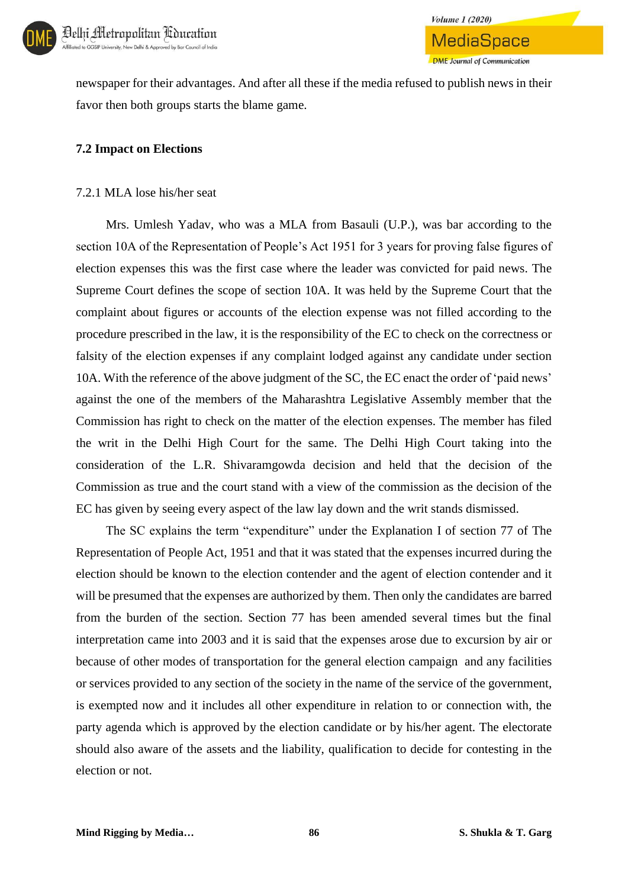newspaper for their advantages. And after all these if the media refused to publish news in their favor then both groups starts the blame game.

### 7.2 Impact on Elections

#### 7.2.1 MLA lose his/her seat

Mrs. Umlesh Yadav, who was a MLA from Basauli (U.P.), was bar according to the section 10A of the Representation of People's Act 1951 for 3 years for proving false figures of election expenses this was the first case where the leader was convicted for paid news. The Supreme Court defines the scope of section 10A. It was held by the Supreme Court that the complaint about figures or accounts of the election expense was not filled according to the procedure prescribed in the law, it is the responsibility of the EC to check on the correctness or falsity of the election expenses if any complaint lodged against any candidate under section 10A. With the reference of the above judgment of the SC, the EC enact the order of 'paid news' against the one of the members of the Maharashtra Legislative Assembly member that the Commission has right to check on the matter of the election expenses. The member has filed the writ in the Delhi High Court for the same. The Delhi High Court taking into the consideration of the L.R. Shivaramgowda decision and held that the decision of the Commission as true and the court stand with a view of the commission as the decision of the EC has given by seeing every aspect of the law lay down and the writ stands dismissed.

The SC explains the term "expenditure" under the Explanation I of section 77 of The Representation of People Act, 1951 and that it was stated that the expenses incurred during the election should be known to the election contender and the agent of election contender and it will be presumed that the expenses are authorized by them. Then only the candidates are barred from the burden of the section. Section 77 has been amended several times but the final interpretation came into 2003 and it is said that the expenses arose due to excursion by air or because of other modes of transportation for the general election campaign and any facilities or services provided to any section of the society in the name of the service of the government, is exempted now and it includes all other expenditure in relation to or connection with, the party agenda which is approved by the election candidate or by his/her agent. The electorate should also aware of the assets and the liability, qualification to decide for contesting in the election or not.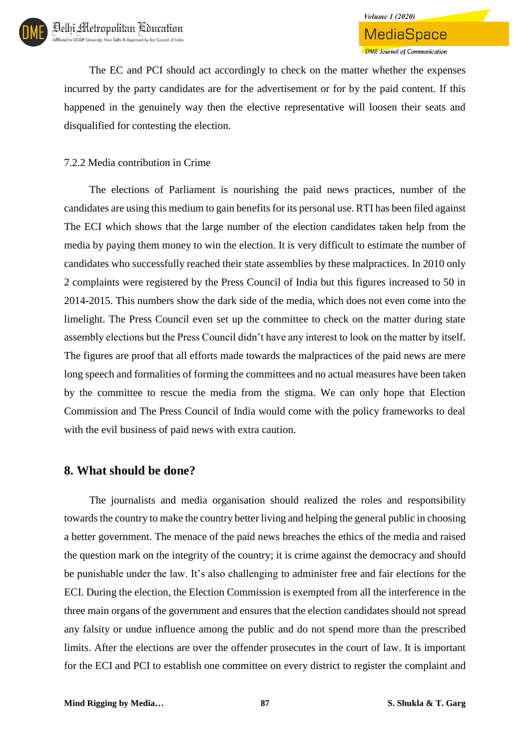The EC and PCI should act accordingly to check on the matter whether the expenses incurred by the party candidates are for the advertisement or for by the paid content. If this happened in the genuinely way then the elective representative will loosen their seats and disqualified for contesting the election.

7.2.2 Media contribution in Crime

The elections of Parliament is nourishing the paid news practices, number of the candidates are using this medium to gain benefits for its personal use. RTI has been filed against The ECI which shows that the large number of the election candidates taken help from the media by paying them money to win the election. It is very difficult to estimate the number of candidates who successfully reached their state assemblies by these malpractices. In 2010 only 2 complaints were registered by the Press Council of India but this figures increased to 50 in 2014-2015. This numbers show the dark side of the media, which does not even come into the limelight. The Press Council even set up the committee to check on the matter during state assembly elections but the Press Council didn't have any interest to look on the matter by itself. The figures are proof that all efforts made towards the malpractices of the paid news are mere long speech and formalities of forming the committees and no actual measures have been taken by the committee to rescue the media from the stigma. We can only hope that Election Commission and The Press Council of India would come with the policy frameworks to deal with the evil business of paid news with extra caution.

## 8. What should be done?

The journalists and media organisation should realized the roles and responsibility towards the country to make the country better living and helping the general public in choosing a better government. The menace of the paid news breaches the ethics of the media and raised the question mark on the integrity of the country; it is crime against the democracy and should be punishable under the law. It's also challenging to administer free and fair elections for the ECI. During the election, the Election Commission is exempted from all the interference in the three main organs of the government and ensures that the election candidates should not spread any falsity or undue influence among the public and do not spend more than the prescribed limits. After the elections are over the offender prosecutes in the court of law. It is important for the ECI and PCI to establish one committee on every district to register the complaint and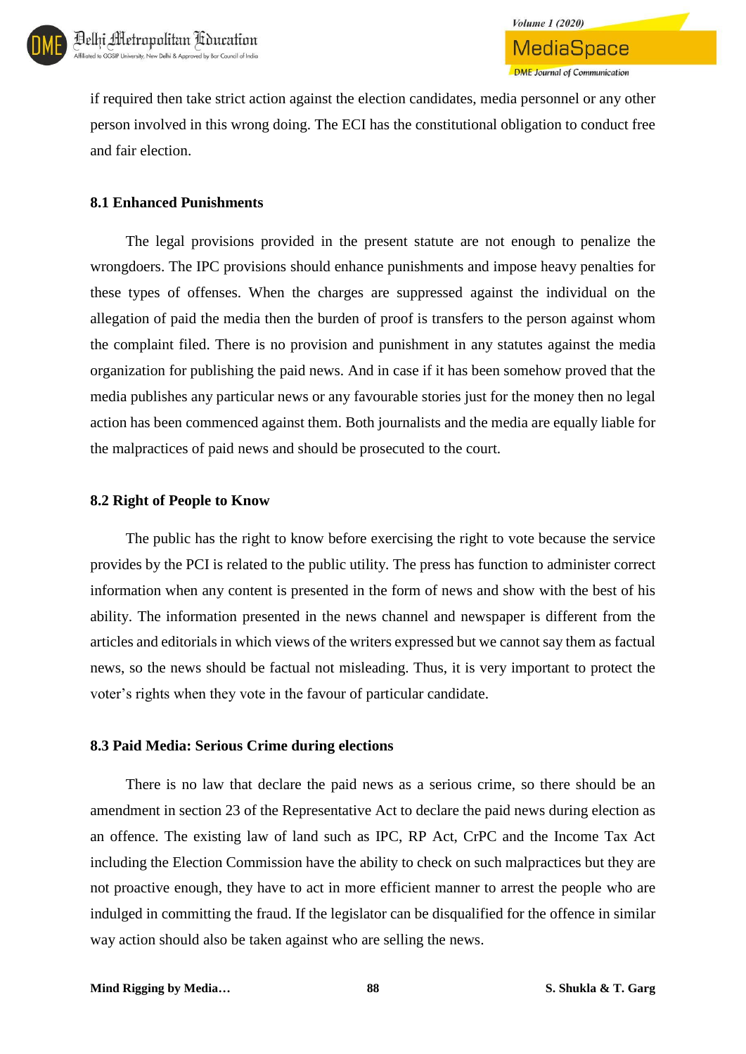if required then take strict action against the election candidates, media personnel or any other person involved in this wrong doing. The ECI has the constitutional obligation to conduct free and fair election.

### 8.1 Enhanced Punishments

The legal provisions provided in the present statute are not enough to penalize the wrongdoers. The IPC provisions should enhance punishments and impose heavy penalties for these types of offenses. When the charges are suppressed against the individual on the allegation of paid the media then the burden of proof is transfers to the person against whom the complaint filed. There is no provision and punishment in any statutes against the media organization for publishing the paid news. And in case if it has been somehow proved that the media publishes any particular news or any favourable stories just for the money then no legal action has been commenced against them. Both journalists and the media are equally liable for the malpractices of paid news and should be prosecuted to the court.

### 8.2 Right of People to Know

The public has the right to know before exercising the right to vote because the service provides by the PCI is related to the public utility. The press has function to administer correct information when any content is presented in the form of news and show with the best of his ability. The information presented in the news channel and newspaper is different from the articles and editorials in which views of the writers expressed but we cannot say them as factual news, so the news should be factual not misleading. Thus, it is very important to protect the voter's rights when they vote in the favour of particular candidate.

### 8.3 Paid Media: Serious Crime during elections

There is no law that declare the paid news as a serious crime, so there should be an amendment in section 23 of the Representative Act to declare the paid news during election as an offence. The existing law of land such as IPC, RP Act, CrPC and the Income Tax Act including the Election Commission have the ability to check on such malpractices but they are not proactive enough, they have to act in more efficient manner to arrest the people who are indulged in committing the fraud. If the legislator can be disqualified for the offence in similar way action should also be taken against who are selling the news.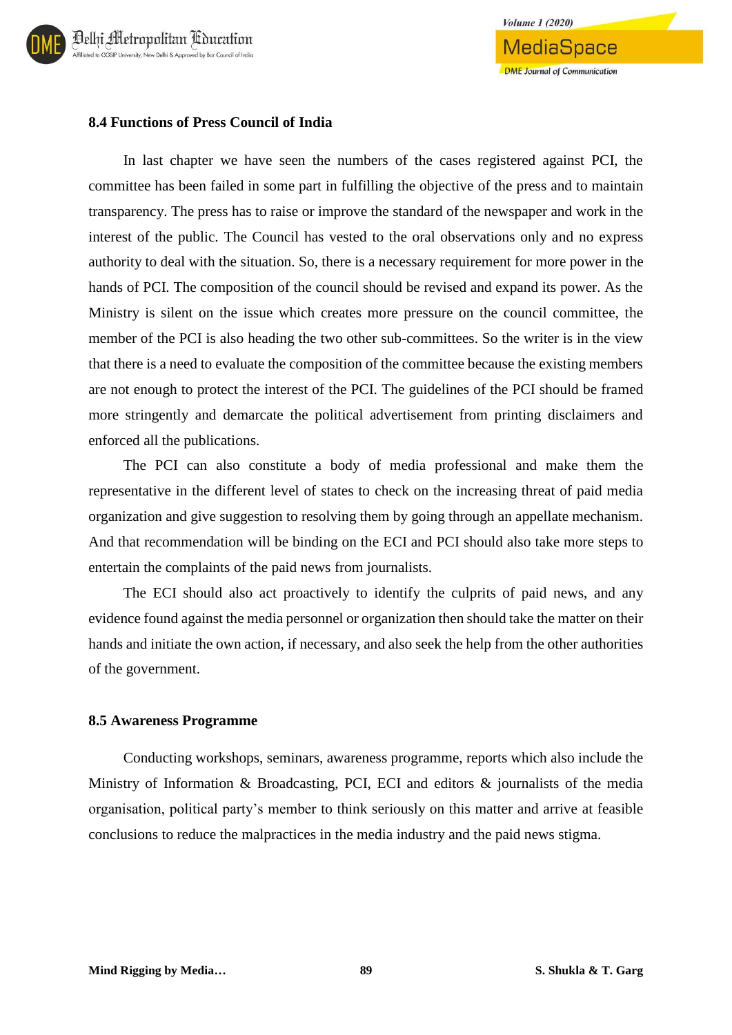### 8.4 Functions of Press Council of India

In last chapter we have seen the numbers of the cases registered against PCI, the committee has been failed in some part in fulfilling the objective of the press and to maintain transparency. The press has to raise or improve the standard of the newspaper and work in the interest of the public. The Council has vested to the oral observations only and no express authority to deal with the situation. So, there is a necessary requirement for more power in the hands of PCI. The composition of the council should be revised and expand its power. As the Ministry is silent on the issue which creates more pressure on the council committee, the member of the PCI is also heading the two other sub-committees. So the writer is in the view that there is a need to evaluate the composition of the committee because the existing members are not enough to protect the interest of the PCI. The guidelines of the PCI should be framed more stringently and demarcate the political advertisement from printing disclaimers and enforced all the publications.

The PCI can also constitute a body of media professional and make them the representative in the different level of states to check on the increasing threat of paid media organization and give suggestion to resolving them by going through an appellate mechanism. And that recommendation will be binding on the ECI and PCI should also take more steps to entertain the complaints of the paid news from journalists.

The ECI should also act proactively to identify the culprits of paid news, and any evidence found against the media personnel or organization then should take the matter on their hands and initiate the own action, if necessary, and also seek the help from the other authorities of the government.

### 8.5 Awareness Programme

Conducting workshops, seminars, awareness programme, reports which also include the Ministry of Information & Broadcasting, PCI, ECI and editors & journalists of the media organisation, political party's member to think seriously on this matter and arrive at feasible conclusions to reduce the malpractices in the media industry and the paid news stigma.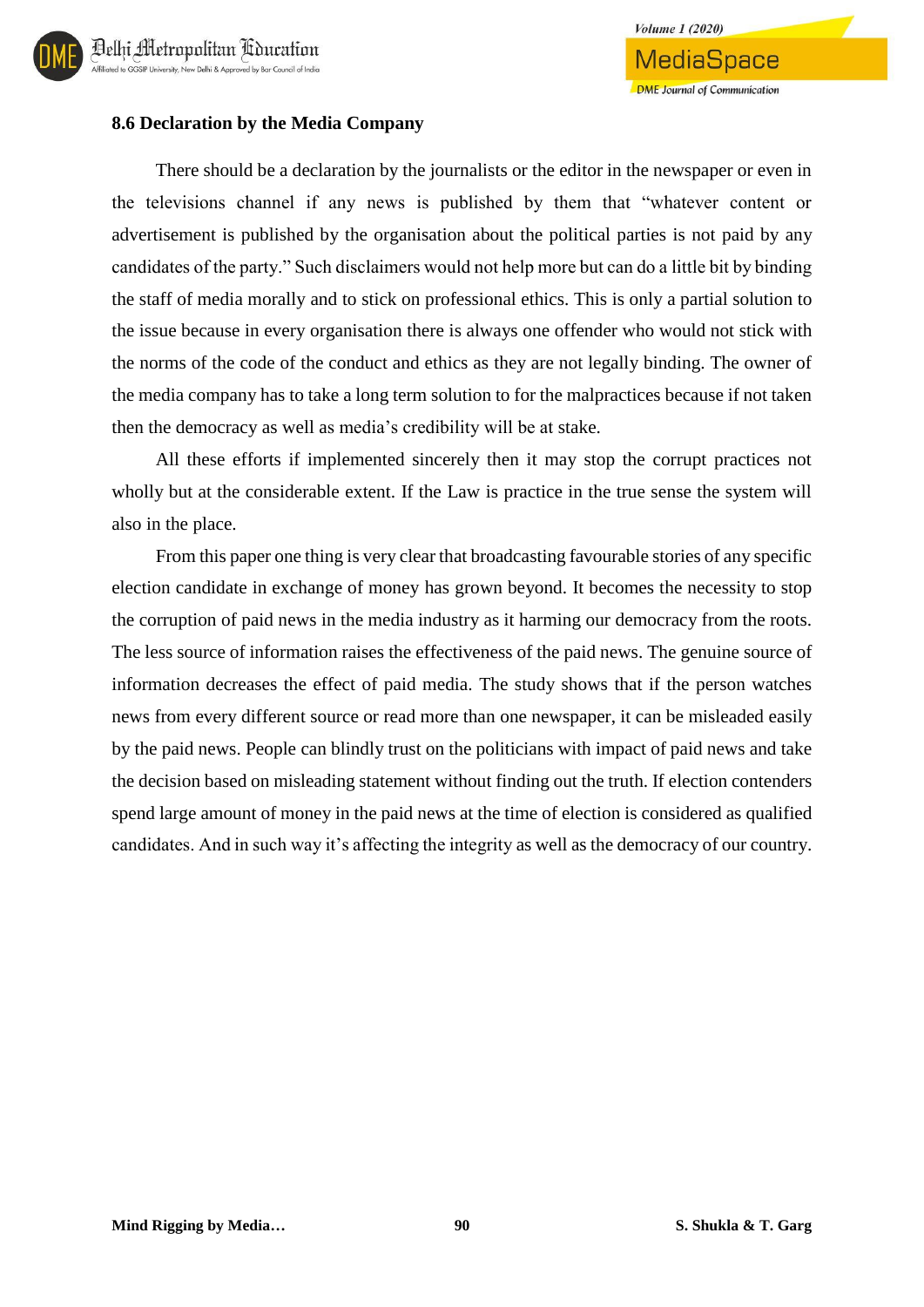### 8.6 Declaration by the Media Company

There should be a declaration by the journalists or the editor in the newspaper or even in the televisions channel if any news is published by them that "whatever content or advertisement is published by the organisation about the political parties is not paid by any candidates of the party." Such disclaimers would not help more but can do a little bit by binding the staff of media morally and to stick on professional ethics. This is only a partial solution to the issue because in every organisation there is always one offender who would not stick with the norms of the code of the conduct and ethics as they are not legally binding. The owner of the media company has to take a long term solution to for the malpractices because if not taken then the democracy as well as media's credibility will be at stake.

All these efforts if implemented sincerely then it may stop the corrupt practices not wholly but at the considerable extent. If the Law is practice in the true sense the system will also in the place.

From this paper one thing is very clear that broadcasting favourable stories of any specific election candidate in exchange of money has grown beyond. It becomes the necessity to stop the corruption of paid news in the media industry as it harming our democracy from the roots. The less source of information raises the effectiveness of the paid news. The genuine source of information decreases the effect of paid media. The study shows that if the person watches news from every different source or read more than one newspaper, it can be misleaded easily by the paid news. People can blindly trust on the politicians with impact of paid news and take the decision based on misleading statement without finding out the truth. If election contenders spend large amount of money in the paid news at the time of election is considered as qualified candidates. And in such way it's affecting the integrity as well as the democracy of our country.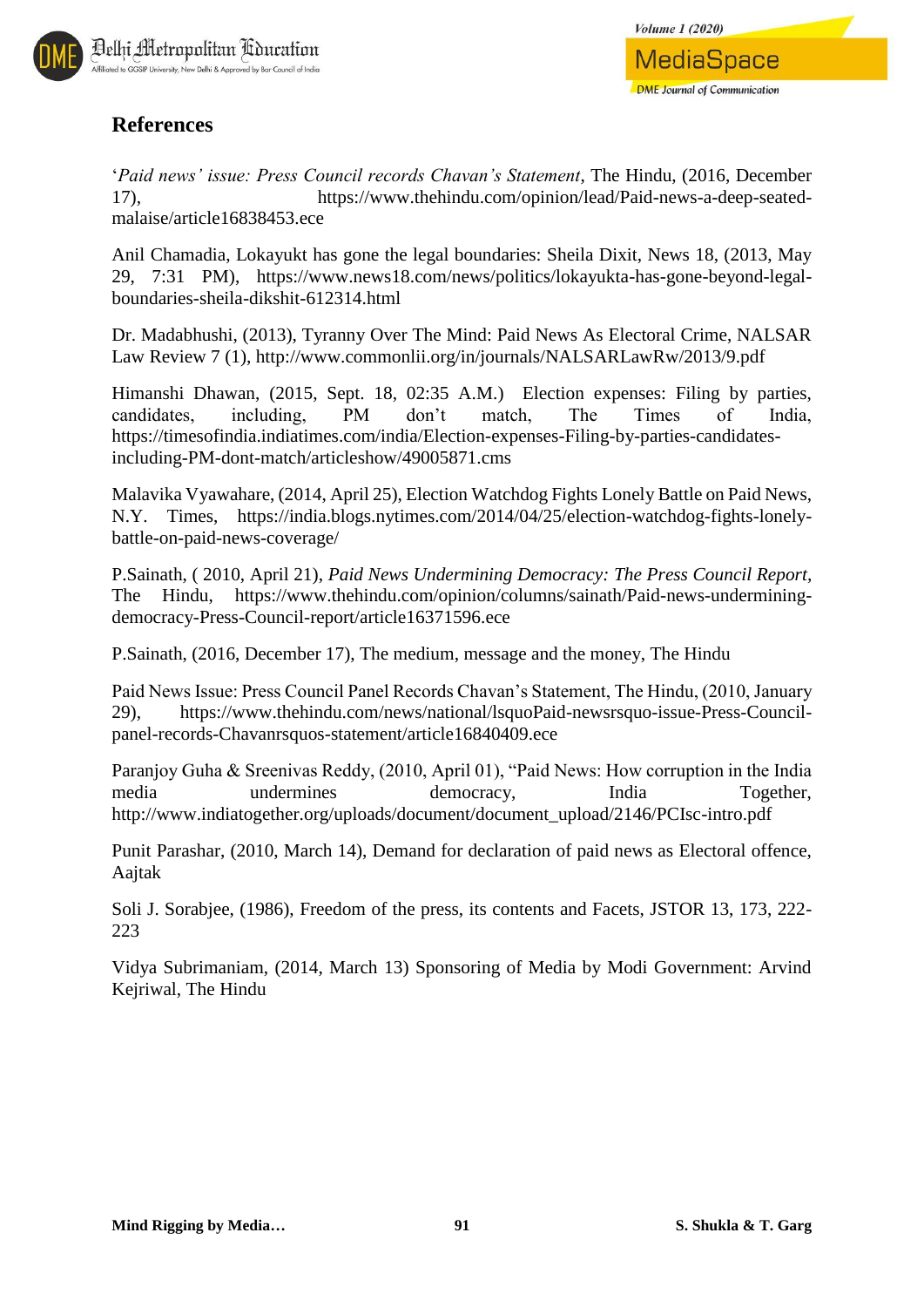# References

‘*Paid news’ issue: Press Council records Chavan’s Statement*, The Hindu, (2016, December 17), https://www.thehindu.com/opinion/lead/Paid-news-a-deep-seated-malaise/article16838453.ece

Anil Chamadia, Lokayukt has gone the legal boundaries: Sheila Dixit, News 18, (2013, May 29, 7:31 PM), https://www.news18.com/news/politics/lokayukta-has-gone-beyond-legal-boundaries-sheila-dikshit-612314.html

Dr. Madabhushi, (2013), Tyranny Over The Mind: Paid News As Electoral Crime, NALSAR Law Review 7 (1), http://www.commonlii.org/in/journals/NALSARLawRw/2013/9.pdf

Himanshi Dhawan, (2015, Sept. 18, 02:35 A.M.) Election expenses: Filing by parties, candidates, including, PM don’t match, The Times of India, https://timesofindia.indiatimes.com/india/Election-expenses-Filing-by-parties-candidates-including-PM-dont-match/articleshow/49005871.cms

Malavika Vyawahare, (2014, April 25), Election Watchdog Fights Lonely Battle on Paid News, N.Y. Times, https://india.blogs.nytimes.com/2014/04/25/election-watchdog-fights-lonely-battle-on-paid-news-coverage/

P.Sainath, ( 2010, April 21), *Paid News Undermining Democracy: The Press Council Report*, The Hindu, https://www.thehindu.com/opinion/columns/sainath/Paid-news-undermining-democracy-Press-Council-report/article16371596.ece

P.Sainath, (2016, December 17), The medium, message and the money, The Hindu

Paid News Issue: Press Council Panel Records Chavan’s Statement, The Hindu, (2010, January 29), https://www.thehindu.com/news/national/lsquoPaid-newsrsquo-issue-Press-Council-panel-records-Chavanrsquos-statement/article16840409.ece

Paranjoy Guha & Sreenivas Reddy, (2010, April 01), “Paid News: How corruption in the India media undermines democracy, India Together, http://www.indiatogether.org/uploads/document/document_upload/2146/PCIsc-intro.pdf

Punit Parashar, (2010, March 14), Demand for declaration of paid news as Electoral offence, Aajtak

Soli J. Sorabjee, (1986), Freedom of the press, its contents and Facets, JSTOR 13, 173, 222-223

Vidya Subrimaniam, (2014, March 13) Sponsoring of Media by Modi Government: Arvind Kejriwal, The Hindu